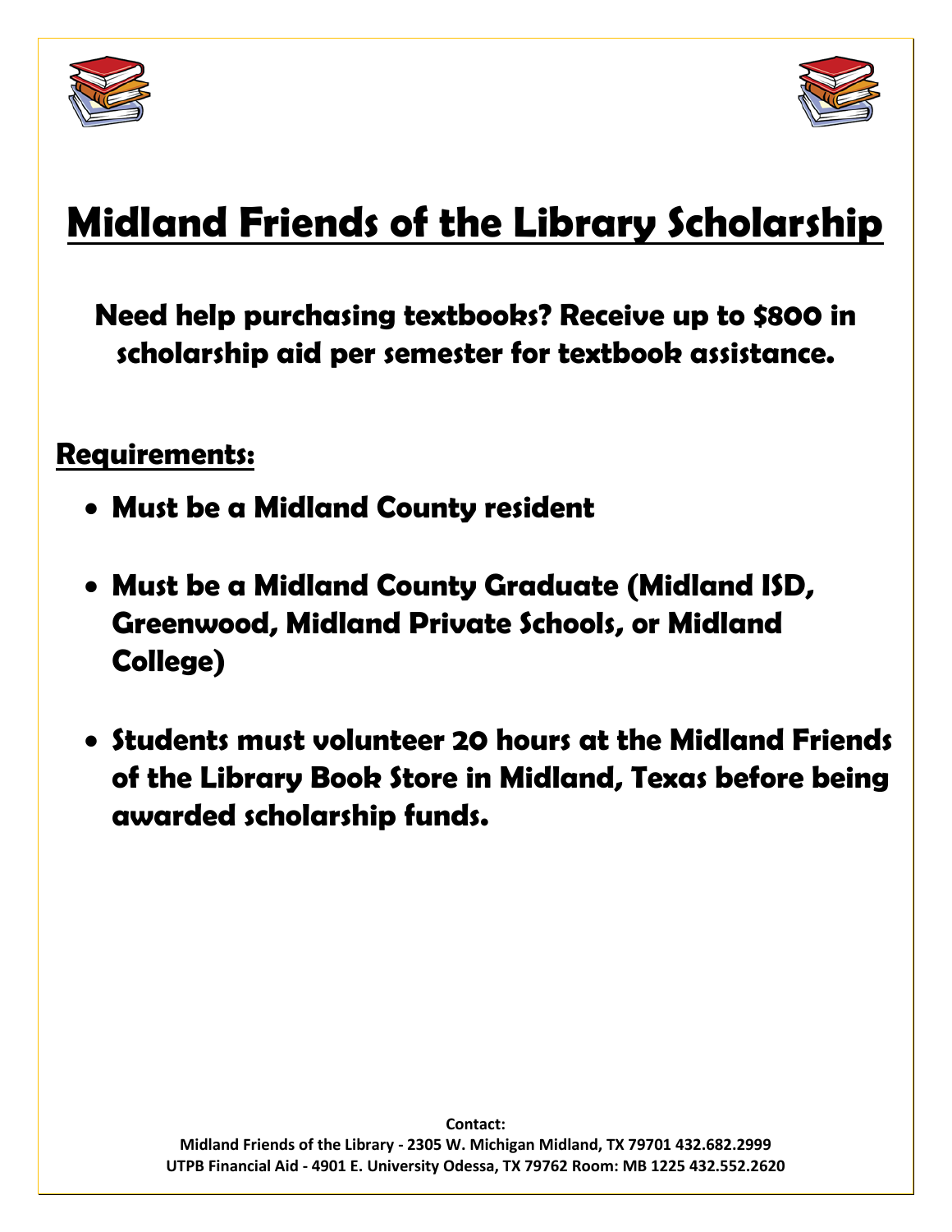# Midland Friends of the Library Scholarship

**Need help purchasing textbooks? Receive up to $800 in scholarship aid per semester for textbook assistance.**

## Requirements:

- **Must be a Midland County resident**
- **Must be a Midland County Graduate (Midland ISD, Greenwood, Midland Private Schools, or Midland College)**
- **Students must volunteer 20 hours at the Midland Friends of the Library Book Store in Midland, Texas before being awarded scholarship funds.**

**Contact:**
**Midland Friends of the Library - 2305 W. Michigan Midland, TX 79701 432.682.2999**
**UTPB Financial Aid - 4901 E. University Odessa, TX 79762 Room: MB 1225 432.552.2620**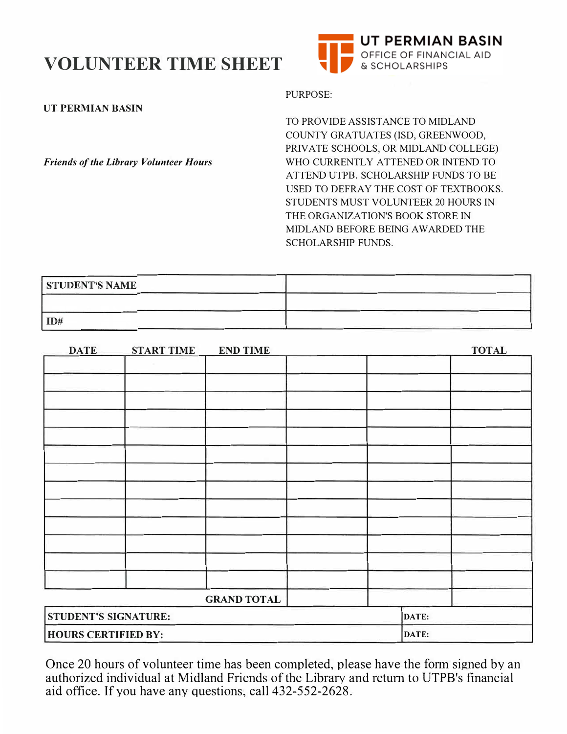# VOLUNTEER TIME SHEET

UT PERMIAN BASIN
OFFICE OF FINANCIAL AID
& SCHOLARSHIPS

**UT PERMIAN BASIN**

***Friends of the Library Volunteer Hours***

PURPOSE:

TO PROVIDE ASSISTANCE TO MIDLAND COUNTY GRATUATES (ISD, GREENWOOD, PRIVATE SCHOOLS, OR MIDLAND COLLEGE) WHO CURRENTLY ATTENED OR INTEND TO ATTEND UTPB. SCHOLARSHIP FUNDS TO BE USED TO DEFRAY THE COST OF TEXTBOOKS. STUDENTS MUST VOLUNTEER 20 HOURS IN THE ORGANIZATION'S BOOK STORE IN MIDLAND BEFORE BEING AWARDED THE SCHOLARSHIP FUNDS.

| | |
|---|---|
| **STUDENT'S NAME** | |
| | |
| **ID#** | |

| DATE | START TIME | END TIME | | | TOTAL |
|---|---|---|---|---|---|
| | | | | | |
| | | | | | |
| | | | | | |
| | | | | | |
| | | | | | |
| | | | | | |
| | | | | | |
| | | | | | |
| | | | | | |
| | | | | | |
| | | | | | |
| | | | | | |
| | | | | | |
| | | **GRAND TOTAL** | | | |

| | |
|---|---|
| **STUDENT'S SIGNATURE:** | **DATE:** |
| **HOURS CERTIFIED BY:** | **DATE:** |

Once 20 hours of volunteer time has been completed, please have the form signed by an authorized individual at Midland Friends of the Library and return to UTPB's financial aid office. If you have any questions, call 432-552-2628.